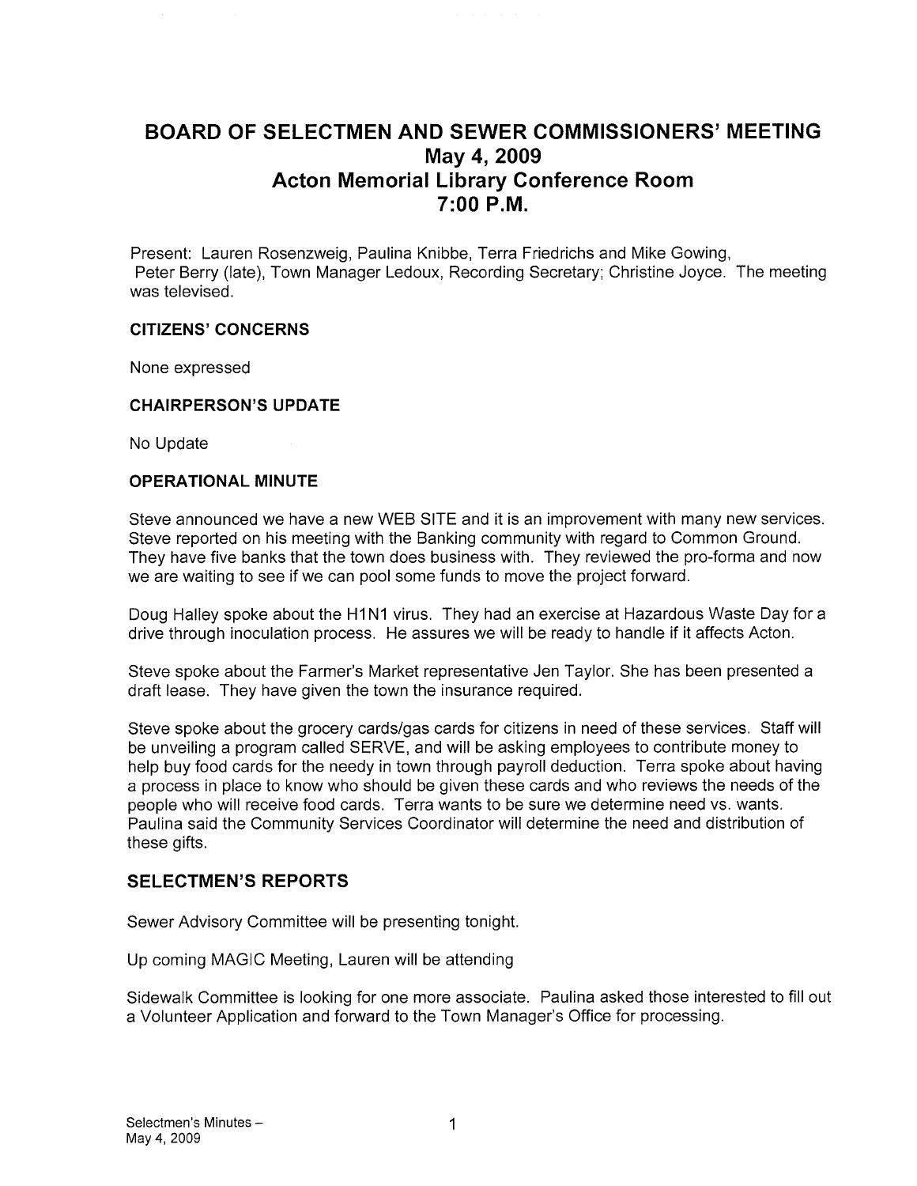# BOARD OF SELECTMEN AND SEWER COMMISSIONERS' MEETING
## May 4, 2009
## Acton Memorial Library Conference Room
## 7:00 P.M.

Present: Lauren Rosenzweig, Paulina Knibbe, Terra Friedrichs and Mike Gowing, Peter Berry (late), Town Manager Ledoux, Recording Secretary; Christine Joyce. The meeting was televised.

### CITIZENS' CONCERNS

None expressed

### CHAIRPERSON'S UPDATE

No Update

### OPERATIONAL MINUTE

Steve announced we have a new WEB SITE and it is an improvement with many new services. Steve reported on his meeting with the Banking community with regard to Common Ground. They have five banks that the town does business with. They reviewed the pro-forma and now we are waiting to see if we can pool some funds to move the project forward.

Doug Halley spoke about the H1N1 virus. They had an exercise at Hazardous Waste Day for a drive through inoculation process. He assures we will be ready to handle if it affects Acton.

Steve spoke about the Farmer's Market representative Jen Taylor. She has been presented a draft lease. They have given the town the insurance required.

Steve spoke about the grocery cards/gas cards for citizens in need of these services. Staff will be unveiling a program called SERVE, and will be asking employees to contribute money to help buy food cards for the needy in town through payroll deduction. Terra spoke about having a process in place to know who should be given these cards and who reviews the needs of the people who will receive food cards. Terra wants to be sure we determine need vs. wants. Paulina said the Community Services Coordinator will determine the need and distribution of these gifts.

## SELECTMEN'S REPORTS

Sewer Advisory Committee will be presenting tonight.

Up coming MAGIC Meeting, Lauren will be attending

Sidewalk Committee is looking for one more associate. Paulina asked those interested to fill out a Volunteer Application and forward to the Town Manager's Office for processing.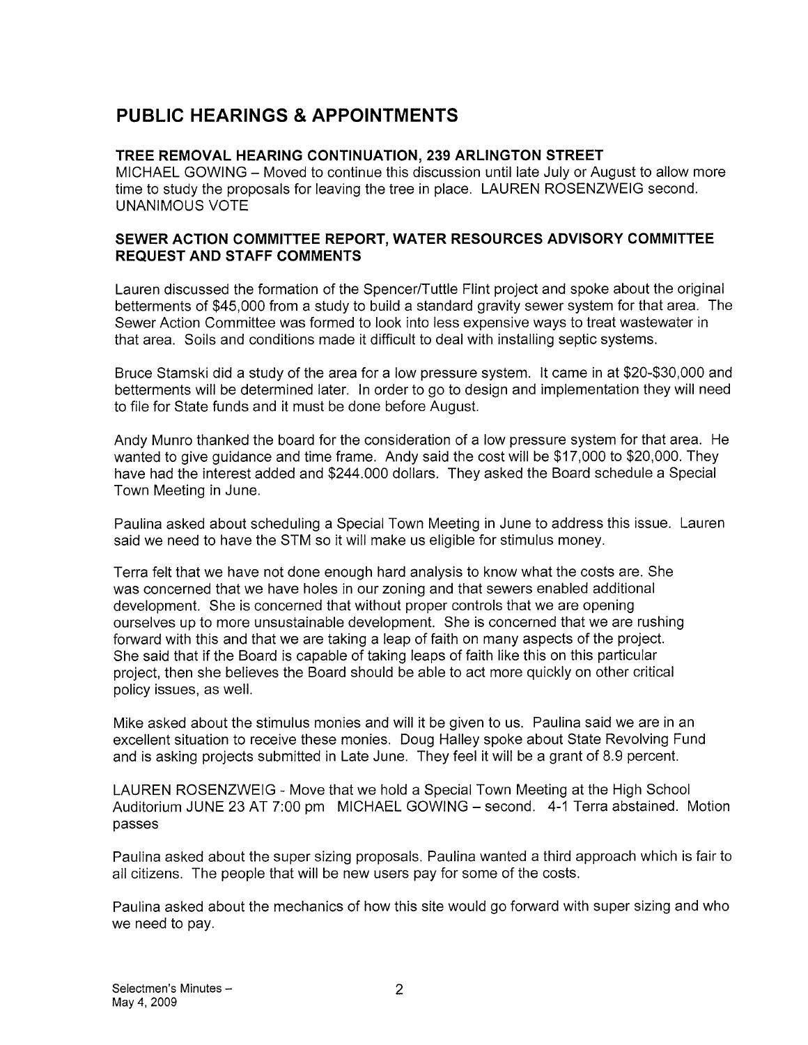## PUBLIC HEARINGS & APPOINTMENTS

### TREE REMOVAL HEARING CONTINUATION, 239 ARLINGTON STREET

MICHAEL GOWING – Moved to continue this discussion until late July or August to allow more time to study the proposals for leaving the tree in place. LAUREN ROSENZWEIG second. UNANIMOUS VOTE

### SEWER ACTION COMMITTEE REPORT, WATER RESOURCES ADVISORY COMMITTEE REQUEST AND STAFF COMMENTS

Lauren discussed the formation of the Spencer/Tuttle Flint project and spoke about the original betterments of $45,000 from a study to build a standard gravity sewer system for that area. The Sewer Action Committee was formed to look into less expensive ways to treat wastewater in that area. Soils and conditions made it difficult to deal with installing septic systems.

Bruce Stamski did a study of the area for a low pressure system. It came in at $20-$30,000 and betterments will be determined later. In order to go to design and implementation they will need to file for State funds and it must be done before August.

Andy Munro thanked the board for the consideration of a low pressure system for that area. He wanted to give guidance and time frame. Andy said the cost will be $17,000 to $20,000. They have had the interest added and $244.000 dollars. They asked the Board schedule a Special Town Meeting in June.

Paulina asked about scheduling a Special Town Meeting in June to address this issue. Lauren said we need to have the STM so it will make us eligible for stimulus money.

Terra felt that we have not done enough hard analysis to know what the costs are. She was concerned that we have holes in our zoning and that sewers enabled additional development. She is concerned that without proper controls that we are opening ourselves up to more unsustainable development. She is concerned that we are rushing forward with this and that we are taking a leap of faith on many aspects of the project. She said that if the Board is capable of taking leaps of faith like this on this particular project, then she believes the Board should be able to act more quickly on other critical policy issues, as well.

Mike asked about the stimulus monies and will it be given to us. Paulina said we are in an excellent situation to receive these monies. Doug Halley spoke about State Revolving Fund and is asking projects submitted in Late June. They feel it will be a grant of 8.9 percent.

LAUREN ROSENZWEIG - Move that we hold a Special Town Meeting at the High School Auditorium JUNE 23 AT 7:00 pm MICHAEL GOWING – second. 4-1 Terra abstained. Motion passes

Paulina asked about the super sizing proposals. Paulina wanted a third approach which is fair to all citizens. The people that will be new users pay for some of the costs.

Paulina asked about the mechanics of how this site would go forward with super sizing and who we need to pay.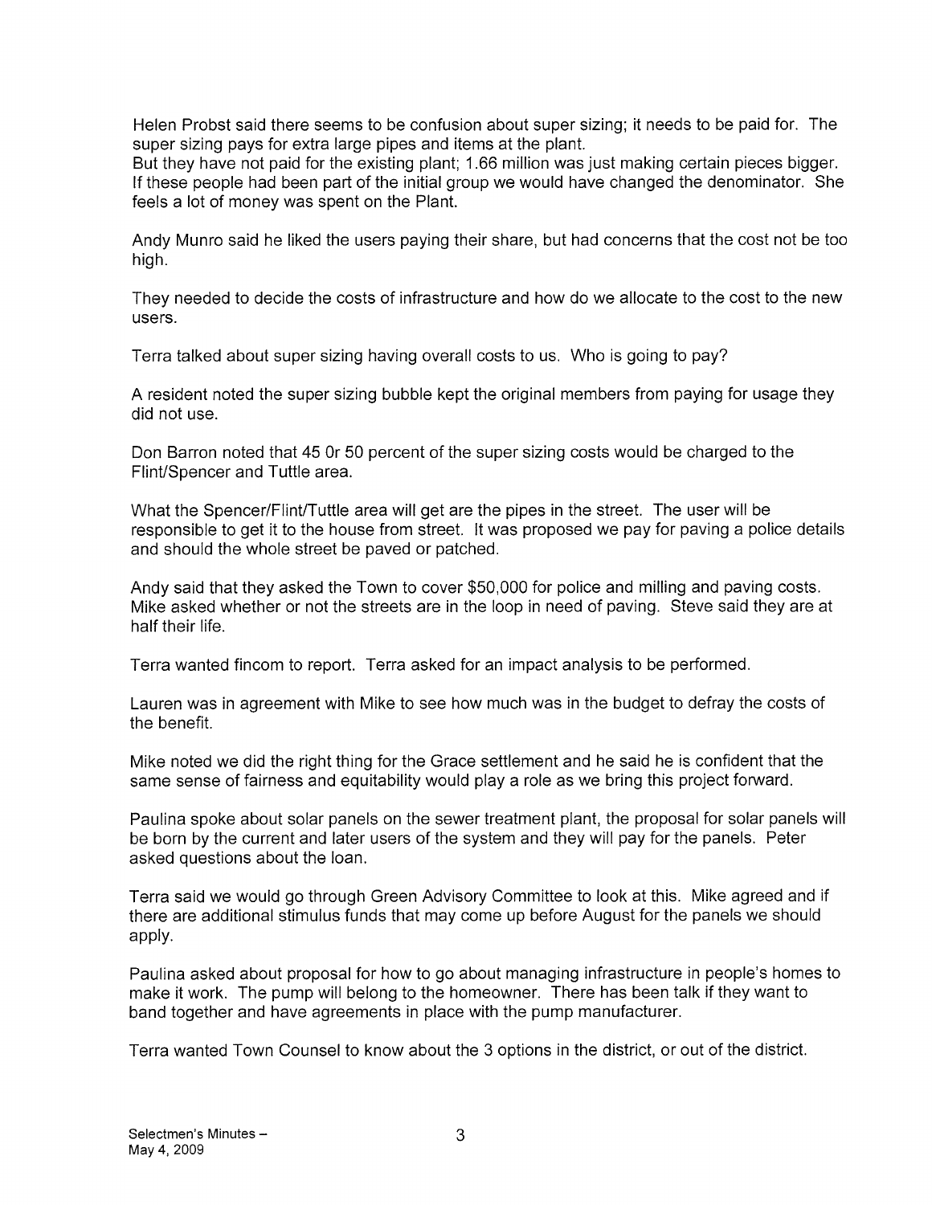Helen Probst said there seems to be confusion about super sizing; it needs to be paid for. The super sizing pays for extra large pipes and items at the plant.
But they have not paid for the existing plant; 1.66 million was just making certain pieces bigger. If these people had been part of the initial group we would have changed the denominator. She feels a lot of money was spent on the Plant.

Andy Munro said he liked the users paying their share, but had concerns that the cost not be too high.

They needed to decide the costs of infrastructure and how do we allocate to the cost to the new users.

Terra talked about super sizing having overall costs to us. Who is going to pay?

A resident noted the super sizing bubble kept the original members from paying for usage they did not use.

Don Barron noted that 45 0r 50 percent of the super sizing costs would be charged to the Flint/Spencer and Tuttle area.

What the Spencer/Flint/Tuttle area will get are the pipes in the street. The user will be responsible to get it to the house from street. It was proposed we pay for paving a police details and should the whole street be paved or patched.

Andy said that they asked the Town to cover $50,000 for police and milling and paving costs. Mike asked whether or not the streets are in the loop in need of paving. Steve said they are at half their life.

Terra wanted fincom to report. Terra asked for an impact analysis to be performed.

Lauren was in agreement with Mike to see how much was in the budget to defray the costs of the benefit.

Mike noted we did the right thing for the Grace settlement and he said he is confident that the same sense of fairness and equitability would play a role as we bring this project forward.

Paulina spoke about solar panels on the sewer treatment plant, the proposal for solar panels will be born by the current and later users of the system and they will pay for the panels. Peter asked questions about the loan.

Terra said we would go through Green Advisory Committee to look at this. Mike agreed and if there are additional stimulus funds that may come up before August for the panels we should apply.

Paulina asked about proposal for how to go about managing infrastructure in people's homes to make it work. The pump will belong to the homeowner. There has been talk if they want to band together and have agreements in place with the pump manufacturer.

Terra wanted Town Counsel to know about the 3 options in the district, or out of the district.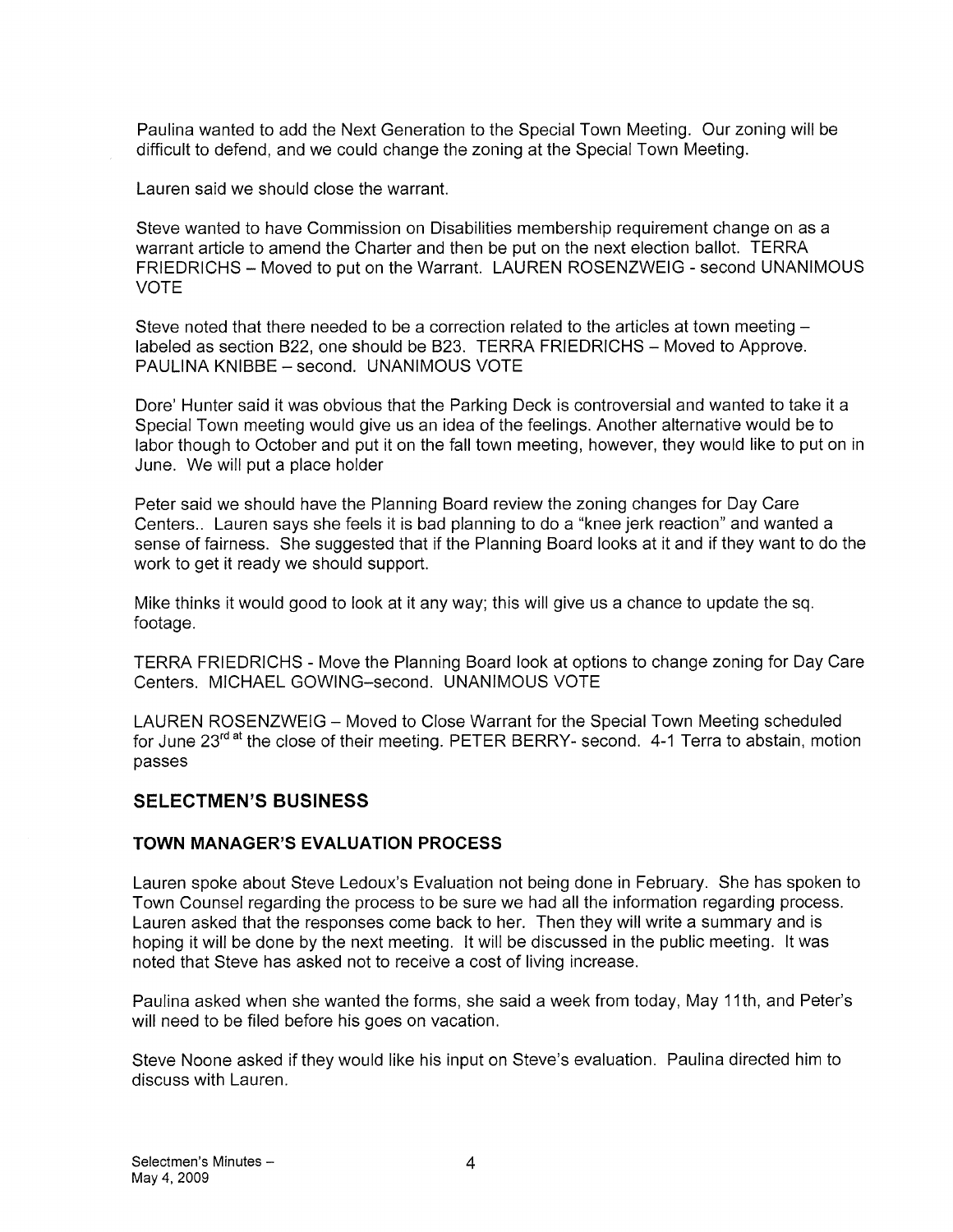Paulina wanted to add the Next Generation to the Special Town Meeting. Our zoning will be difficult to defend, and we could change the zoning at the Special Town Meeting.

Lauren said we should close the warrant.

Steve wanted to have Commission on Disabilities membership requirement change on as a warrant article to amend the Charter and then be put on the next election ballot. TERRA FRIEDRICHS – Moved to put on the Warrant. LAUREN ROSENZWEIG - second UNANIMOUS VOTE

Steve noted that there needed to be a correction related to the articles at town meeting – labeled as section B22, one should be B23. TERRA FRIEDRICHS – Moved to Approve. PAULINA KNIBBE – second. UNANIMOUS VOTE

Dore' Hunter said it was obvious that the Parking Deck is controversial and wanted to take it a Special Town meeting would give us an idea of the feelings. Another alternative would be to labor though to October and put it on the fall town meeting, however, they would like to put on in June. We will put a place holder

Peter said we should have the Planning Board review the zoning changes for Day Care Centers.. Lauren says she feels it is bad planning to do a "knee jerk reaction" and wanted a sense of fairness. She suggested that if the Planning Board looks at it and if they want to do the work to get it ready we should support.

Mike thinks it would good to look at it any way; this will give us a chance to update the sq. footage.

TERRA FRIEDRICHS - Move the Planning Board look at options to change zoning for Day Care Centers. MICHAEL GOWING–second. UNANIMOUS VOTE

LAUREN ROSENZWEIG – Moved to Close Warrant for the Special Town Meeting scheduled for June 23rd at the close of their meeting. PETER BERRY- second. 4-1 Terra to abstain, motion passes

## SELECTMEN'S BUSINESS

### TOWN MANAGER'S EVALUATION PROCESS

Lauren spoke about Steve Ledoux's Evaluation not being done in February. She has spoken to Town Counsel regarding the process to be sure we had all the information regarding process. Lauren asked that the responses come back to her. Then they will write a summary and is hoping it will be done by the next meeting. It will be discussed in the public meeting. It was noted that Steve has asked not to receive a cost of living increase.

Paulina asked when she wanted the forms, she said a week from today, May 11th, and Peter's will need to be filed before his goes on vacation.

Steve Noone asked if they would like his input on Steve's evaluation. Paulina directed him to discuss with Lauren.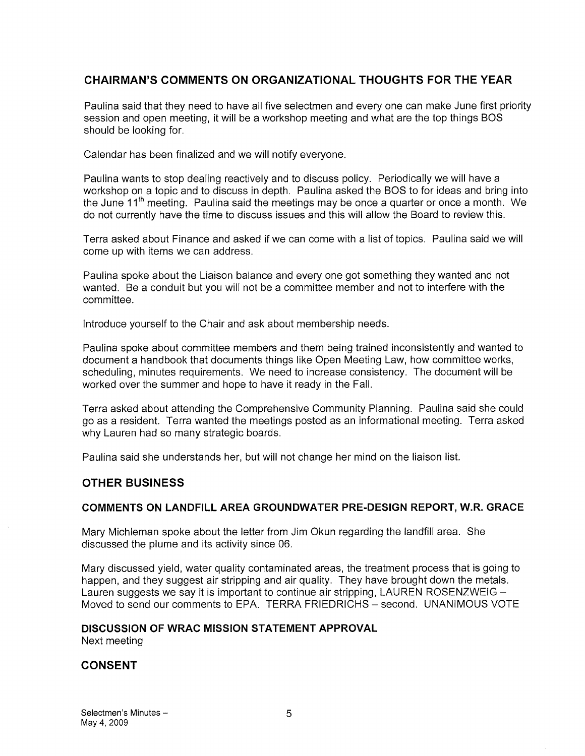## CHAIRMAN'S COMMENTS ON ORGANIZATIONAL THOUGHTS FOR THE YEAR

Paulina said that they need to have all five selectmen and every one can make June first priority session and open meeting, it will be a workshop meeting and what are the top things BOS should be looking for.

Calendar has been finalized and we will notify everyone.

Paulina wants to stop dealing reactively and to discuss policy. Periodically we will have a workshop on a topic and to discuss in depth. Paulina asked the BOS to for ideas and bring into the June 11th meeting. Paulina said the meetings may be once a quarter or once a month. We do not currently have the time to discuss issues and this will allow the Board to review this.

Terra asked about Finance and asked if we can come with a list of topics. Paulina said we will come up with items we can address.

Paulina spoke about the Liaison balance and every one got something they wanted and not wanted. Be a conduit but you will not be a committee member and not to interfere with the committee.

Introduce yourself to the Chair and ask about membership needs.

Paulina spoke about committee members and them being trained inconsistently and wanted to document a handbook that documents things like Open Meeting Law, how committee works, scheduling, minutes requirements. We need to increase consistency. The document will be worked over the summer and hope to have it ready in the Fall.

Terra asked about attending the Comprehensive Community Planning. Paulina said she could go as a resident. Terra wanted the meetings posted as an informational meeting. Terra asked why Lauren had so many strategic boards.

Paulina said she understands her, but will not change her mind on the liaison list.

## OTHER BUSINESS

### COMMENTS ON LANDFILL AREA GROUNDWATER PRE-DESIGN REPORT, W.R. GRACE

Mary Michleman spoke about the letter from Jim Okun regarding the landfill area. She discussed the plume and its activity since 06.

Mary discussed yield, water quality contaminated areas, the treatment process that is going to happen, and they suggest air stripping and air quality. They have brought down the metals. Lauren suggests we say it is important to continue air stripping, LAUREN ROSENZWEIG – Moved to send our comments to EPA. TERRA FRIEDRICHS – second. UNANIMOUS VOTE

### DISCUSSION OF WRAC MISSION STATEMENT APPROVAL

Next meeting

## CONSENT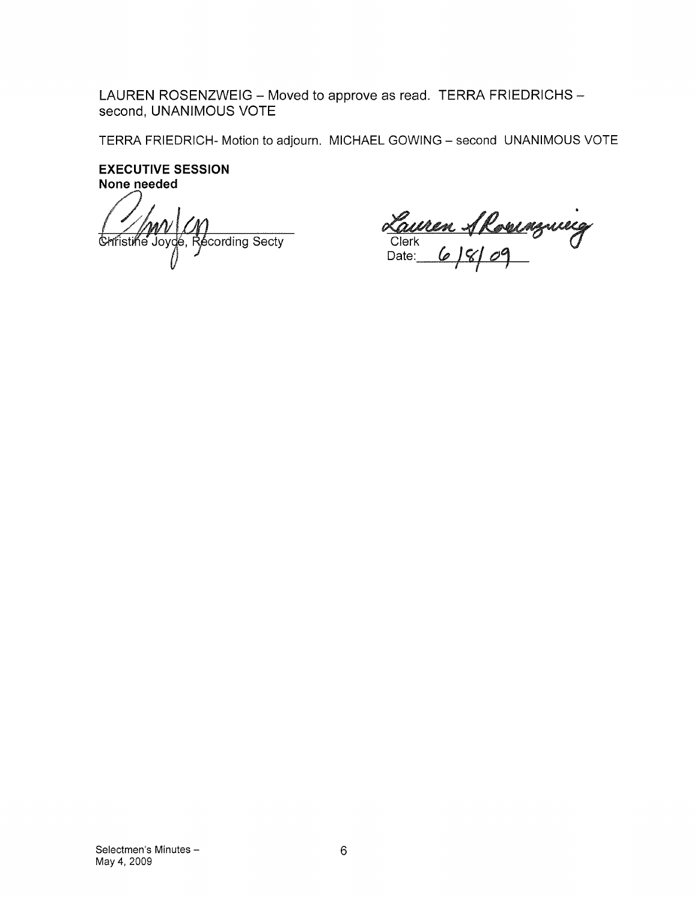LAUREN ROSENZWEIG – Moved to approve as read. TERRA FRIEDRICHS – second, UNANIMOUS VOTE

TERRA FRIEDRICH- Motion to adjourn. MICHAEL GOWING – second UNANIMOUS VOTE

**EXECUTIVE SESSION**
**None needed**

Christine Joyce, Recording Secty

Lauren A Rosenzweig
Clerk
Date: 6/8/09